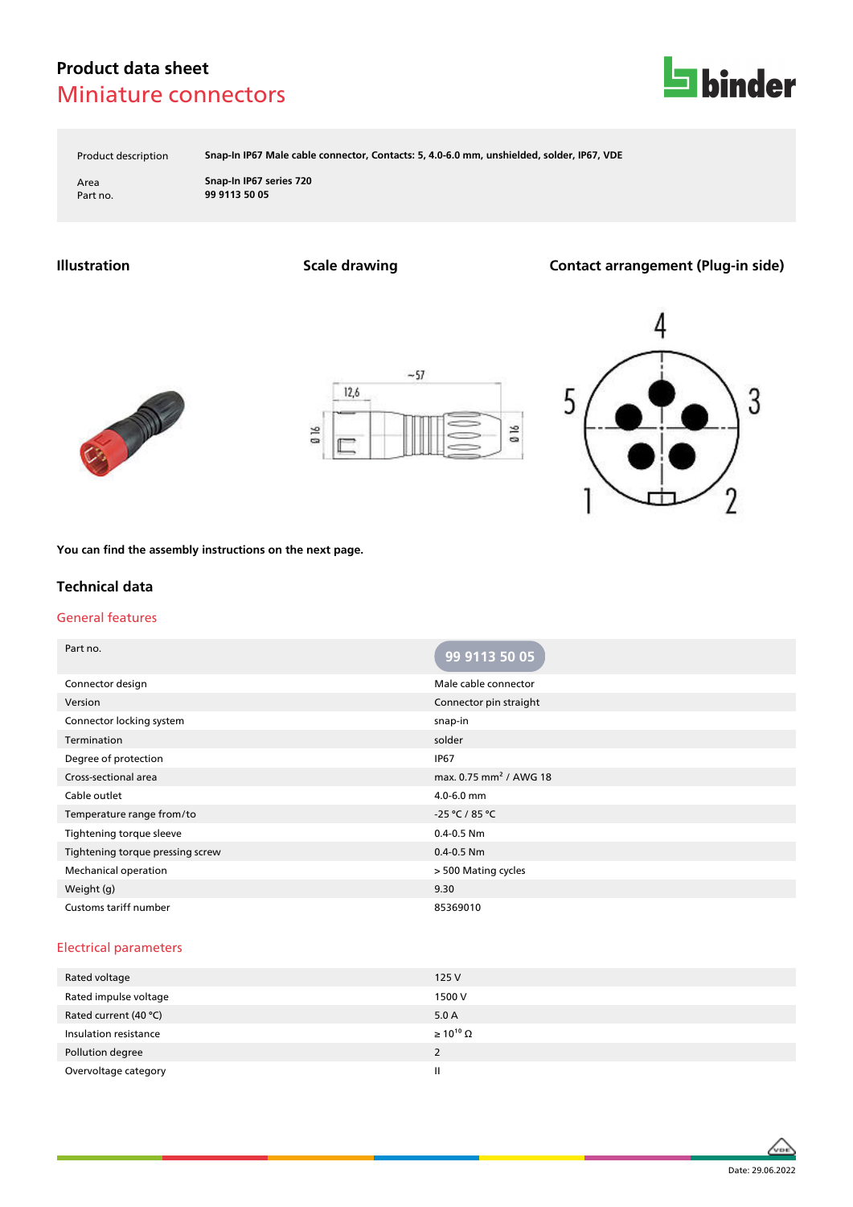# Product data sheet
## Miniature connectors

| | |
|---|---|
| Product description | **Snap-In IP67 Male cable connector, Contacts: 5, 4.0-6.0 mm, unshielded, solder, IP67, VDE** |
| Area | **Snap-In IP67 series 720** |
| Part no. | **99 9113 50 05** |

### Illustration

### Scale drawing

### Contact arrangement (Plug-in side)

**You can find the assembly instructions on the next page.**

## Technical data

### General features

| Part no. | 99 9113 50 05 |
|---|---|
| Connector design | Male cable connector |
| Version | Connector pin straight |
| Connector locking system | snap-in |
| Termination | solder |
| Degree of protection | IP67 |
| Cross-sectional area | max. 0.75 $mm^2$ / AWG 18 |
| Cable outlet | 4.0-6.0 mm |
| Temperature range from/to | -25 °C / 85 °C |
| Tightening torque sleeve | 0.4-0.5 Nm |
| Tightening torque pressing screw | 0.4-0.5 Nm |
| Mechanical operation | > 500 Mating cycles |
| Weight (g) | 9.30 |
| Customs tariff number | 85369010 |

### Electrical parameters

| | |
|---|---|
| Rated voltage | 125 V |
| Rated impulse voltage | 1500 V |
| Rated current (40 °C) | 5.0 A |
| Insulation resistance | $\geq 10^{10}$ Ω |
| Pollution degree | 2 |
| Overvoltage category | II |

Date: 29.06.2022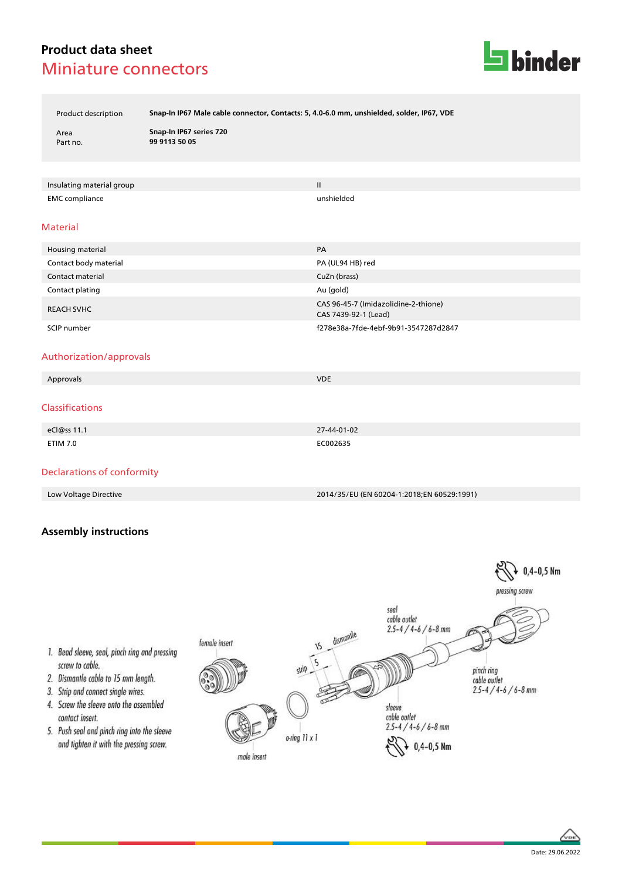# Product data sheet
## Miniature connectors

| | |
|---|---|
| Product description | **Snap-In IP67 Male cable connector, Contacts: 5, 4.0-6.0 mm, unshielded, solder, IP67, VDE** |
| Area | **Snap-In IP67 series 720** |
| Part no. | **99 9113 50 05** |

| | |
|---|---|
| Insulating material group | II |
| EMC compliance | unshielded |

## Material

| | |
|---|---|
| Housing material | PA |
| Contact body material | PA (UL94 HB) red |
| Contact material | CuZn (brass) |
| Contact plating | Au (gold) |
| REACH SVHC | CAS 96-45-7 (Imidazolidine-2-thione)<br>CAS 7439-92-1 (Lead) |
| SCIP number | f278e38a-7fde-4ebf-9b91-3547287d2847 |

## Authorization/approvals

| | |
|---|---|
| Approvals | VDE |

## Classifications

| | |
|---|---|
| eCl@ss 11.1 | 27-44-01-02 |
| ETIM 7.0 | EC002635 |

## Declarations of conformity

| | |
|---|---|
| Low Voltage Directive | 2014/35/EU (EN 60204-1:2018;EN 60529:1991) |

## Assembly instructions

1. Bead sleeve, seal, pinch ring and pressing screw to cable.
2. Dismantle cable to 15 mm length.
3. Strip and connect single wires.
4. Screw the sleeve onto the assembled contact insert.
5. Push seal and pinch ring into the sleeve and tighten it with the pressing screw.

female insert; male insert; o-ring 11 x 1; strip 5; dismantle 15; seal cable outlet 2.5-4 / 4-6 / 6-8 mm; pinch ring cable outlet 2.5-4 / 4-6 / 6-8 mm; sleeve cable outlet 2.5-4 / 4-6 / 6-8 mm; 0,4-0,5 Nm; pressing screw 0,4-0,5 Nm

Date: 29.06.2022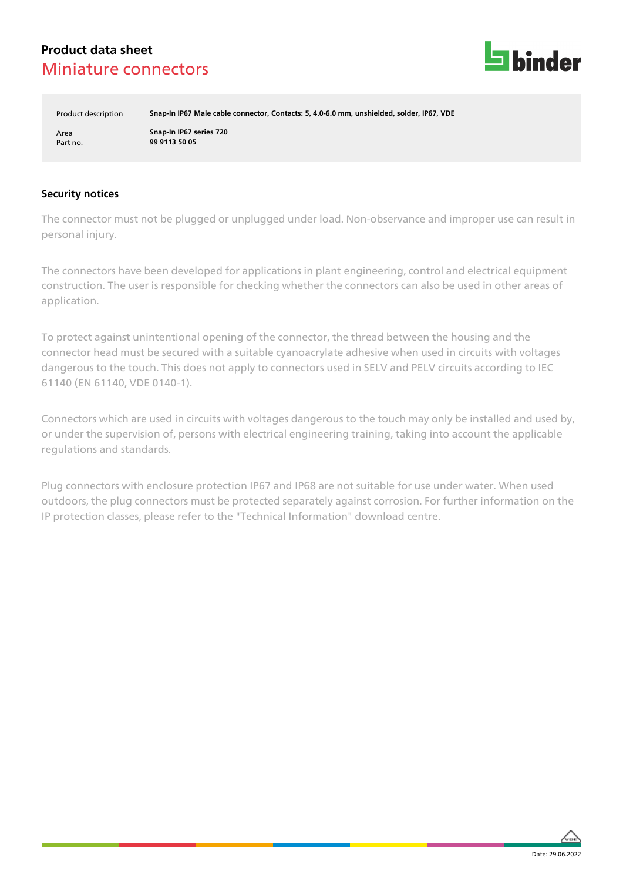| | |
|---|---|
| Product description | **Snap-In IP67 Male cable connector, Contacts: 5, 4.0-6.0 mm, unshielded, solder, IP67, VDE** |
| Area | **Snap-In IP67 series 720** |
| Part no. | **99 9113 50 05** |

## Security notices

The connector must not be plugged or unplugged under load. Non-observance and improper use can result in personal injury.

The connectors have been developed for applications in plant engineering, control and electrical equipment construction. The user is responsible for checking whether the connectors can also be used in other areas of application.

To protect against unintentional opening of the connector, the thread between the housing and the connector head must be secured with a suitable cyanoacrylate adhesive when used in circuits with voltages dangerous to the touch. This does not apply to connectors used in SELV and PELV circuits according to IEC 61140 (EN 61140, VDE 0140-1).

Connectors which are used in circuits with voltages dangerous to the touch may only be installed and used by, or under the supervision of, persons with electrical engineering training, taking into account the applicable regulations and standards.

Plug connectors with enclosure protection IP67 and IP68 are not suitable for use under water. When used outdoors, the plug connectors must be protected separately against corrosion. For further information on the IP protection classes, please refer to the "Technical Information" download centre.

Date: 29.06.2022